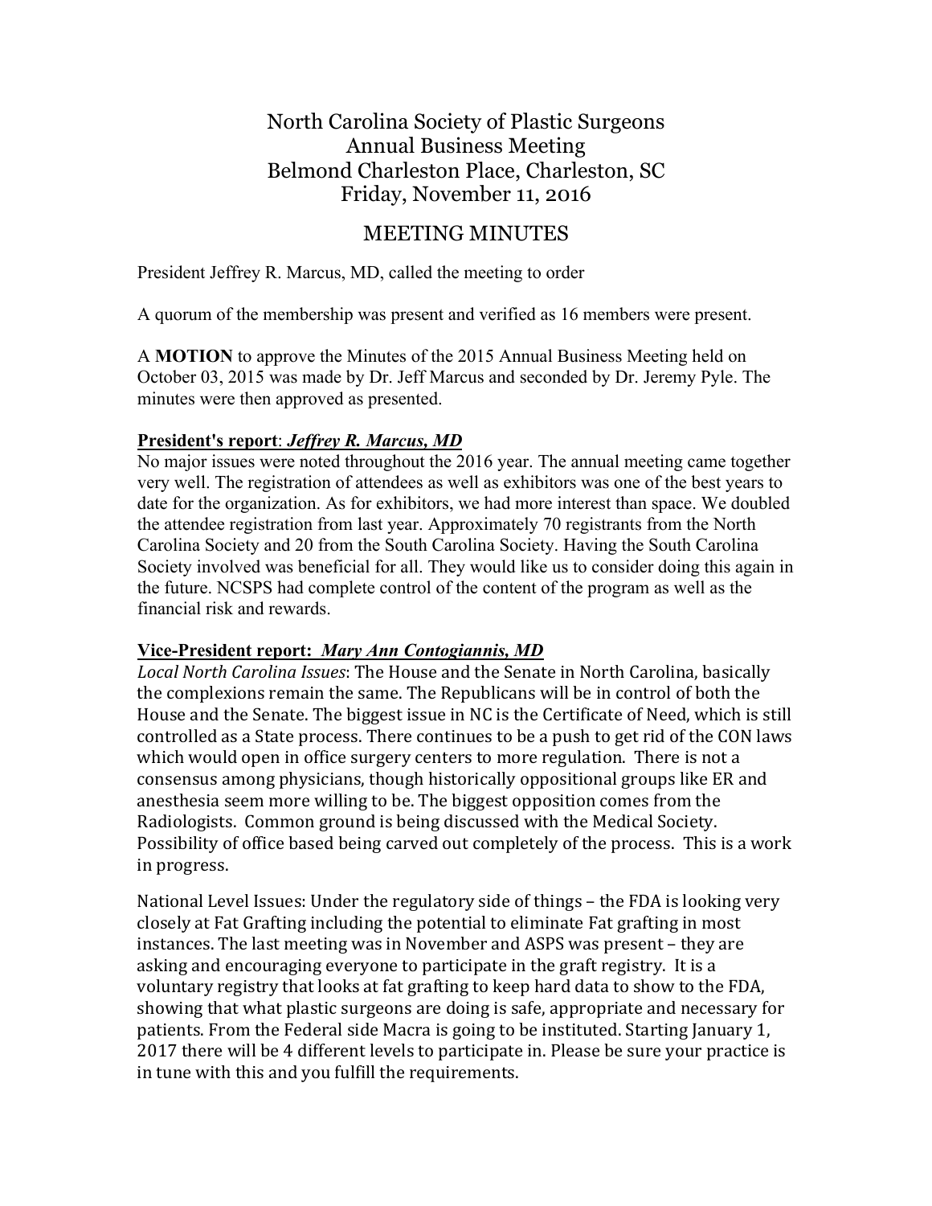# North Carolina Society of Plastic Surgeons
## Annual Business Meeting
## Belmond Charleston Place, Charleston, SC
## Friday, November 11, 2016

## MEETING MINUTES

President Jeffrey R. Marcus, MD, called the meeting to order

A quorum of the membership was present and verified as 16 members were present.

A **MOTION** to approve the Minutes of the 2015 Annual Business Meeting held on October 03, 2015 was made by Dr. Jeff Marcus and seconded by Dr. Jeremy Pyle. The minutes were then approved as presented.

**President's report**: ***Jeffrey R. Marcus, MD***

No major issues were noted throughout the 2016 year. The annual meeting came together very well. The registration of attendees as well as exhibitors was one of the best years to date for the organization. As for exhibitors, we had more interest than space. We doubled the attendee registration from last year. Approximately 70 registrants from the North Carolina Society and 20 from the South Carolina Society. Having the South Carolina Society involved was beneficial for all. They would like us to consider doing this again in the future. NCSPS had complete control of the content of the program as well as the financial risk and rewards.

**Vice-President report:** ***Mary Ann Contogiannis, MD***

*Local North Carolina Issues*: The House and the Senate in North Carolina, basically the complexions remain the same. The Republicans will be in control of both the House and the Senate. The biggest issue in NC is the Certificate of Need, which is still controlled as a State process. There continues to be a push to get rid of the CON laws which would open in office surgery centers to more regulation. There is not a consensus among physicians, though historically oppositional groups like ER and anesthesia seem more willing to be. The biggest opposition comes from the Radiologists. Common ground is being discussed with the Medical Society. Possibility of office based being carved out completely of the process. This is a work in progress.

National Level Issues: Under the regulatory side of things – the FDA is looking very closely at Fat Grafting including the potential to eliminate Fat grafting in most instances. The last meeting was in November and ASPS was present – they are asking and encouraging everyone to participate in the graft registry. It is a voluntary registry that looks at fat grafting to keep hard data to show to the FDA, showing that what plastic surgeons are doing is safe, appropriate and necessary for patients. From the Federal side Macra is going to be instituted. Starting January 1, 2017 there will be 4 different levels to participate in. Please be sure your practice is in tune with this and you fulfill the requirements.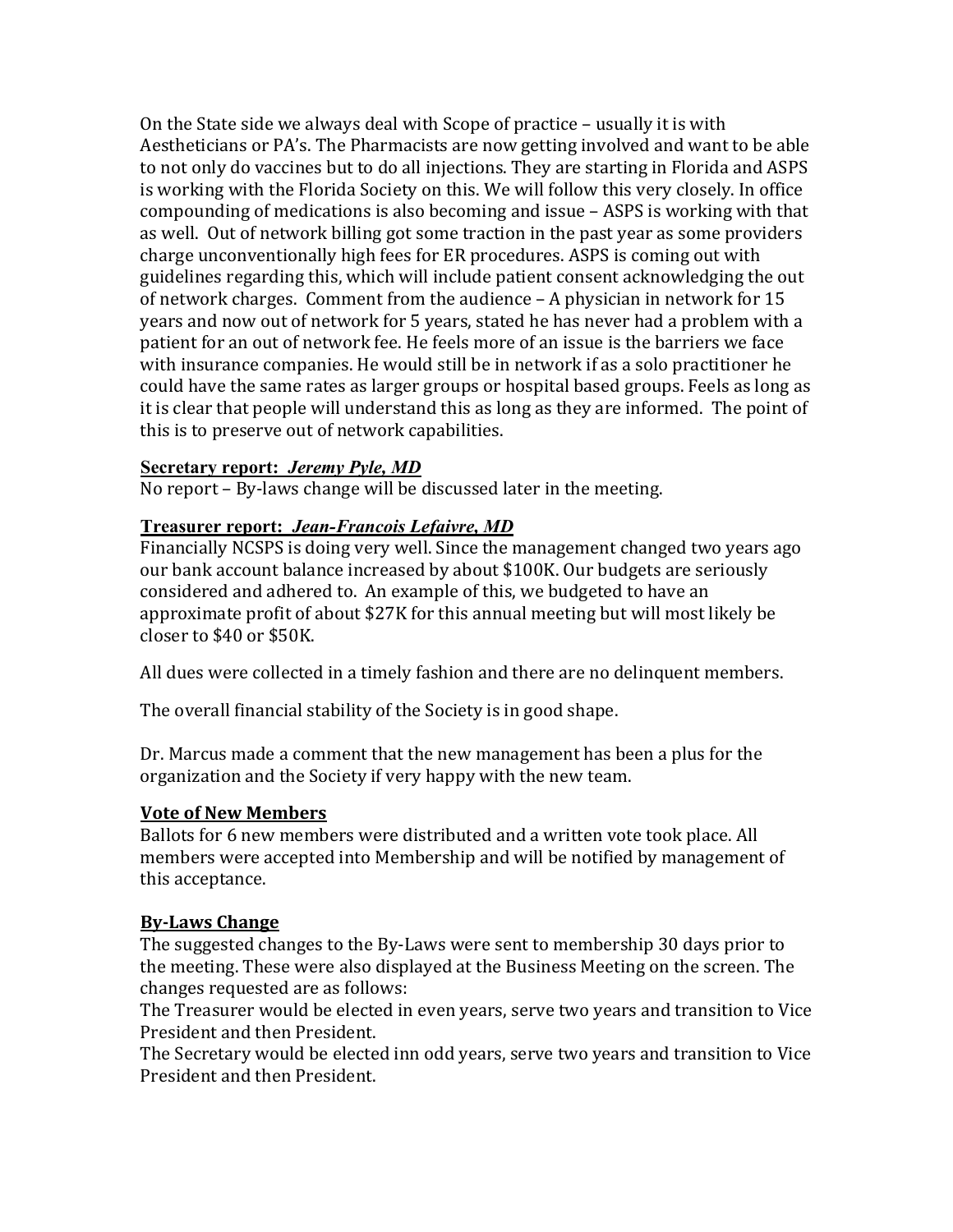On the State side we always deal with Scope of practice – usually it is with Aestheticians or PA's. The Pharmacists are now getting involved and want to be able to not only do vaccines but to do all injections. They are starting in Florida and ASPS is working with the Florida Society on this. We will follow this very closely. In office compounding of medications is also becoming and issue – ASPS is working with that as well. Out of network billing got some traction in the past year as some providers charge unconventionally high fees for ER procedures. ASPS is coming out with guidelines regarding this, which will include patient consent acknowledging the out of network charges. Comment from the audience – A physician in network for 15 years and now out of network for 5 years, stated he has never had a problem with a patient for an out of network fee. He feels more of an issue is the barriers we face with insurance companies. He would still be in network if as a solo practitioner he could have the same rates as larger groups or hospital based groups. Feels as long as it is clear that people will understand this as long as they are informed. The point of this is to preserve out of network capabilities.

**Secretary report: *Jeremy Pyle, MD***

No report – By-laws change will be discussed later in the meeting.

**Treasurer report: *Jean-Francois Lefaivre, MD***

Financially NCSPS is doing very well. Since the management changed two years ago our bank account balance increased by about $100K. Our budgets are seriously considered and adhered to. An example of this, we budgeted to have an approximate profit of about $27K for this annual meeting but will most likely be closer to $40 or $50K.

All dues were collected in a timely fashion and there are no delinquent members.

The overall financial stability of the Society is in good shape.

Dr. Marcus made a comment that the new management has been a plus for the organization and the Society if very happy with the new team.

**Vote of New Members**

Ballots for 6 new members were distributed and a written vote took place. All members were accepted into Membership and will be notified by management of this acceptance.

**By-Laws Change**

The suggested changes to the By-Laws were sent to membership 30 days prior to the meeting. These were also displayed at the Business Meeting on the screen. The changes requested are as follows:

The Treasurer would be elected in even years, serve two years and transition to Vice President and then President.

The Secretary would be elected inn odd years, serve two years and transition to Vice President and then President.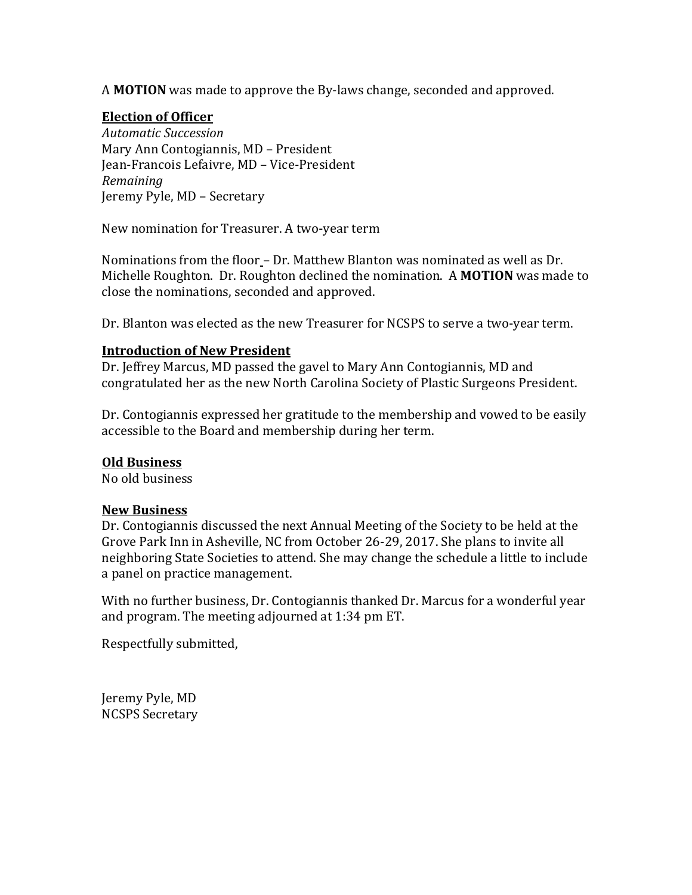A **MOTION** was made to approve the By-laws change, seconded and approved.

**Election of Officer**

*Automatic Succession*
Mary Ann Contogiannis, MD – President
Jean-Francois Lefaivre, MD – Vice-President
*Remaining*
Jeremy Pyle, MD – Secretary

New nomination for Treasurer. A two-year term

Nominations from the floor – Dr. Matthew Blanton was nominated as well as Dr. Michelle Roughton. Dr. Roughton declined the nomination. A **MOTION** was made to close the nominations, seconded and approved.

Dr. Blanton was elected as the new Treasurer for NCSPS to serve a two-year term.

**Introduction of New President**

Dr. Jeffrey Marcus, MD passed the gavel to Mary Ann Contogiannis, MD and congratulated her as the new North Carolina Society of Plastic Surgeons President.

Dr. Contogiannis expressed her gratitude to the membership and vowed to be easily accessible to the Board and membership during her term.

**Old Business**

No old business

**New Business**

Dr. Contogiannis discussed the next Annual Meeting of the Society to be held at the Grove Park Inn in Asheville, NC from October 26-29, 2017. She plans to invite all neighboring State Societies to attend. She may change the schedule a little to include a panel on practice management.

With no further business, Dr. Contogiannis thanked Dr. Marcus for a wonderful year and program. The meeting adjourned at 1:34 pm ET.

Respectfully submitted,

Jeremy Pyle, MD
NCSPS Secretary